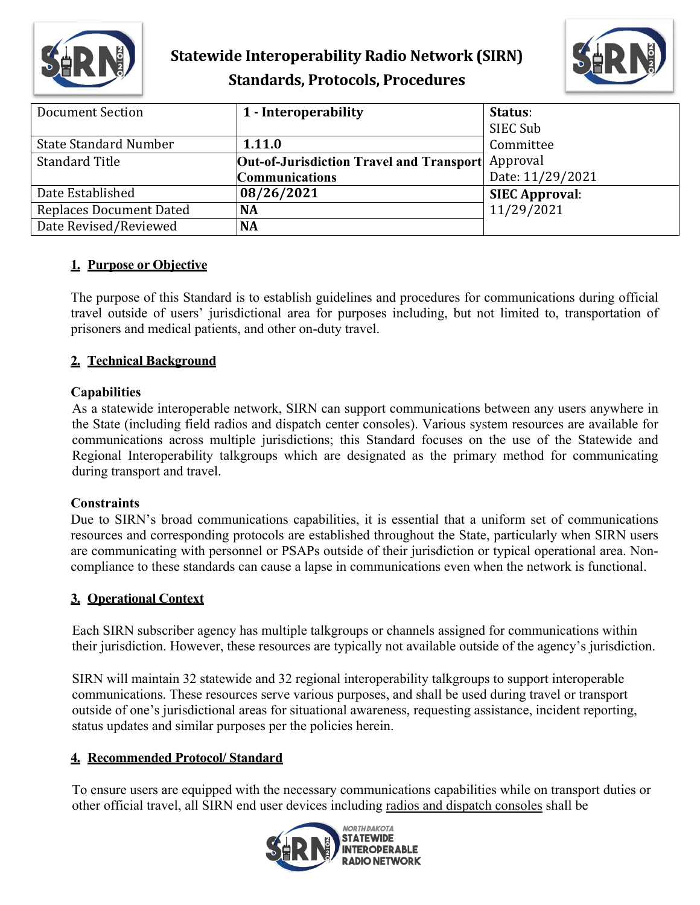# Statewide Interoperability Radio Network (SIRN) Standards, Protocols, Procedures

| Document Section | 1 - Interoperability | Status: SIEC Sub Committee Approval Date: 11/29/2021 |
|---|---|---|
| State Standard Number | **1.11.0** | |
| Standard Title | **Out-of-Jurisdiction Travel and Transport Communications** | |
| Date Established | **08/26/2021** | **SIEC Approval**: 11/29/2021 |
| Replaces Document Dated | **NA** | |
| Date Revised/Reviewed | **NA** | |

## 1. Purpose or Objective

The purpose of this Standard is to establish guidelines and procedures for communications during official travel outside of users' jurisdictional area for purposes including, but not limited to, transportation of prisoners and medical patients, and other on-duty travel.

## 2. Technical Background

### Capabilities

As a statewide interoperable network, SIRN can support communications between any users anywhere in the State (including field radios and dispatch center consoles). Various system resources are available for communications across multiple jurisdictions; this Standard focuses on the use of the Statewide and Regional Interoperability talkgroups which are designated as the primary method for communicating during transport and travel.

### Constraints

Due to SIRN's broad communications capabilities, it is essential that a uniform set of communications resources and corresponding protocols are established throughout the State, particularly when SIRN users are communicating with personnel or PSAPs outside of their jurisdiction or typical operational area. Non-compliance to these standards can cause a lapse in communications even when the network is functional.

## 3. Operational Context

Each SIRN subscriber agency has multiple talkgroups or channels assigned for communications within their jurisdiction. However, these resources are typically not available outside of the agency's jurisdiction.

SIRN will maintain 32 statewide and 32 regional interoperability talkgroups to support interoperable communications. These resources serve various purposes, and shall be used during travel or transport outside of one's jurisdictional areas for situational awareness, requesting assistance, incident reporting, status updates and similar purposes per the policies herein.

## 4. Recommended Protocol/ Standard

To ensure users are equipped with the necessary communications capabilities while on transport duties or other official travel, all SIRN end user devices including radios and dispatch consoles shall be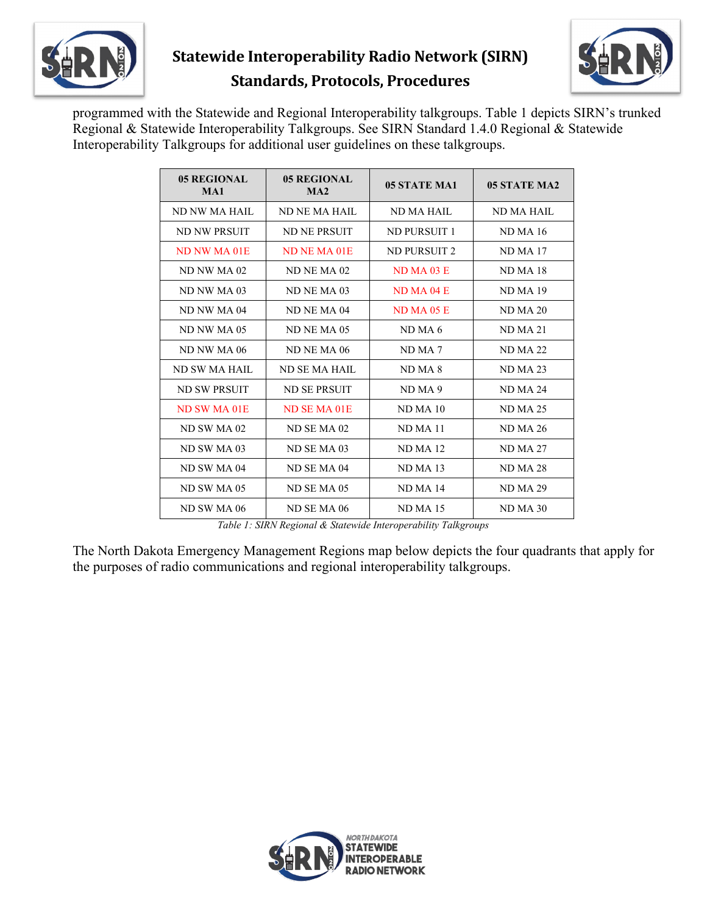programmed with the Statewide and Regional Interoperability talkgroups. Table 1 depicts SIRN's trunked Regional & Statewide Interoperability Talkgroups. See SIRN Standard 1.4.0 Regional & Statewide Interoperability Talkgroups for additional user guidelines on these talkgroups.

| 05 REGIONAL MA1 | 05 REGIONAL MA2 | 05 STATE MA1 | 05 STATE MA2 |
|---|---|---|---|
| ND NW MA HAIL | ND NE MA HAIL | ND MA HAIL | ND MA HAIL |
| ND NW PRSUIT | ND NE PRSUIT | ND PURSUIT 1 | ND MA 16 |
| ND NW MA 01E | ND NE MA 01E | ND PURSUIT 2 | ND MA 17 |
| ND NW MA 02 | ND NE MA 02 | ND MA 03 E | ND MA 18 |
| ND NW MA 03 | ND NE MA 03 | ND MA 04 E | ND MA 19 |
| ND NW MA 04 | ND NE MA 04 | ND MA 05 E | ND MA 20 |
| ND NW MA 05 | ND NE MA 05 | ND MA 6 | ND MA 21 |
| ND NW MA 06 | ND NE MA 06 | ND MA 7 | ND MA 22 |
| ND SW MA HAIL | ND SE MA HAIL | ND MA 8 | ND MA 23 |
| ND SW PRSUIT | ND SE PRSUIT | ND MA 9 | ND MA 24 |
| ND SW MA 01E | ND SE MA 01E | ND MA 10 | ND MA 25 |
| ND SW MA 02 | ND SE MA 02 | ND MA 11 | ND MA 26 |
| ND SW MA 03 | ND SE MA 03 | ND MA 12 | ND MA 27 |
| ND SW MA 04 | ND SE MA 04 | ND MA 13 | ND MA 28 |
| ND SW MA 05 | ND SE MA 05 | ND MA 14 | ND MA 29 |
| ND SW MA 06 | ND SE MA 06 | ND MA 15 | ND MA 30 |

*Table 1: SIRN Regional & Statewide Interoperability Talkgroups*

The North Dakota Emergency Management Regions map below depicts the four quadrants that apply for the purposes of radio communications and regional interoperability talkgroups.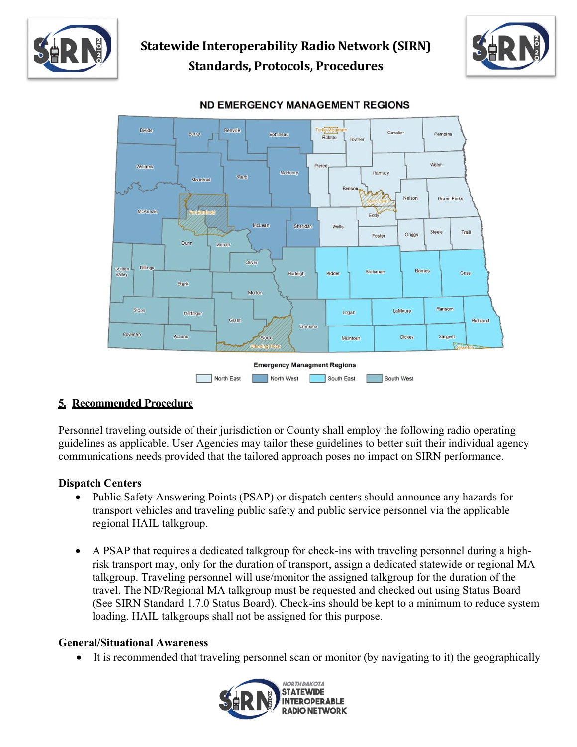## ND EMERGENCY MANAGEMENT REGIONS

Emergency Managment Regions

North East | North West | South East | South West

### 5. Recommended Procedure

Personnel traveling outside of their jurisdiction or County shall employ the following radio operating guidelines as applicable. User Agencies may tailor these guidelines to better suit their individual agency communications needs provided that the tailored approach poses no impact on SIRN performance.

**Dispatch Centers**

- Public Safety Answering Points (PSAP) or dispatch centers should announce any hazards for transport vehicles and traveling public safety and public service personnel via the applicable regional HAIL talkgroup.
- A PSAP that requires a dedicated talkgroup for check-ins with traveling personnel during a high-risk transport may, only for the duration of transport, assign a dedicated statewide or regional MA talkgroup. Traveling personnel will use/monitor the assigned talkgroup for the duration of the travel. The ND/Regional MA talkgroup must be requested and checked out using Status Board (See SIRN Standard 1.7.0 Status Board). Check-ins should be kept to a minimum to reduce system loading. HAIL talkgroups shall not be assigned for this purpose.

**General/Situational Awareness**

- It is recommended that traveling personnel scan or monitor (by navigating to it) the geographically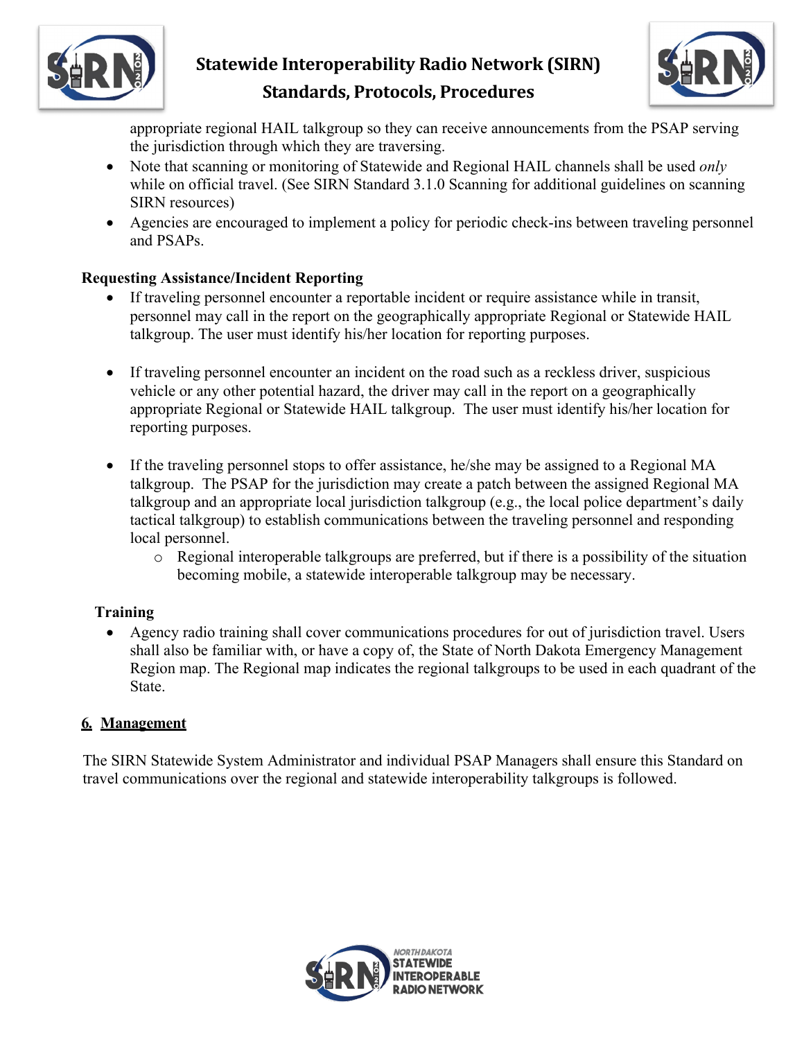appropriate regional HAIL talkgroup so they can receive announcements from the PSAP serving the jurisdiction through which they are traversing.

- Note that scanning or monitoring of Statewide and Regional HAIL channels shall be used *only* while on official travel. (See SIRN Standard 3.1.0 Scanning for additional guidelines on scanning SIRN resources)
- Agencies are encouraged to implement a policy for periodic check-ins between traveling personnel and PSAPs.

**Requesting Assistance/Incident Reporting**

- If traveling personnel encounter a reportable incident or require assistance while in transit, personnel may call in the report on the geographically appropriate Regional or Statewide HAIL talkgroup. The user must identify his/her location for reporting purposes.

- If traveling personnel encounter an incident on the road such as a reckless driver, suspicious vehicle or any other potential hazard, the driver may call in the report on a geographically appropriate Regional or Statewide HAIL talkgroup. The user must identify his/her location for reporting purposes.

- If the traveling personnel stops to offer assistance, he/she may be assigned to a Regional MA talkgroup. The PSAP for the jurisdiction may create a patch between the assigned Regional MA talkgroup and an appropriate local jurisdiction talkgroup (e.g., the local police department's daily tactical talkgroup) to establish communications between the traveling personnel and responding local personnel.
  - Regional interoperable talkgroups are preferred, but if there is a possibility of the situation becoming mobile, a statewide interoperable talkgroup may be necessary.

**Training**

- Agency radio training shall cover communications procedures for out of jurisdiction travel. Users shall also be familiar with, or have a copy of, the State of North Dakota Emergency Management Region map. The Regional map indicates the regional talkgroups to be used in each quadrant of the State.

## 6. Management

The SIRN Statewide System Administrator and individual PSAP Managers shall ensure this Standard on travel communications over the regional and statewide interoperability talkgroups is followed.